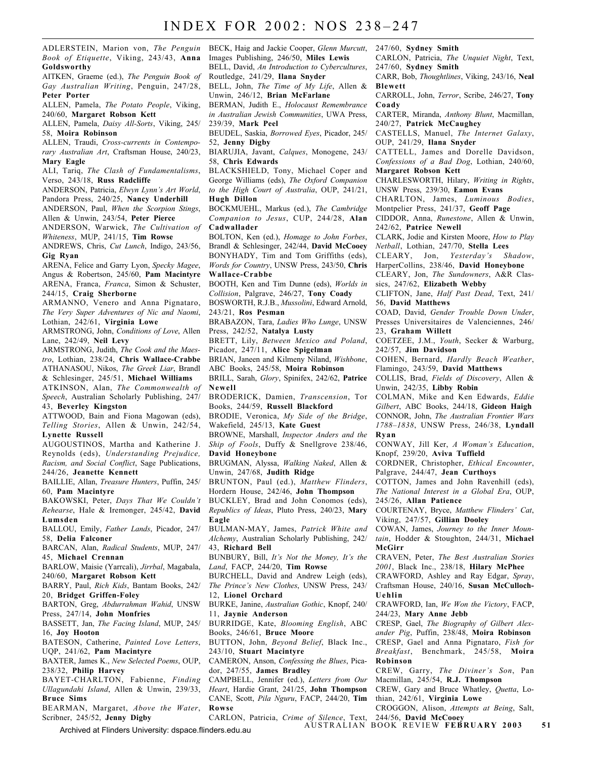# INDEX FOR 2002: NOS 238–247

ADLERSTEIN, Marion von, *The Penguin Book of Etiquette*, Viking, 243/43, **Anna Goldsworthy**

AITKEN, Graeme (ed.), *The Penguin Book of Gay Australian Writing*, Penguin, 247/28, **Peter Porter**

ALLEN, Pamela, *The Potato People*, Viking, 240/60, **Margaret Robson Kett**

ALLEN, Pamela, *Daisy All-Sorts*, Viking, 245/58, **Moira Robinson**

ALLEN, Traudi, *Cross-currents in Contemporary Australian Art*, Craftsman House, 240/23, **Mary Eagle**

ALI, Tariq, *The Clash of Fundamentalisms*, Verso, 243/18, **Russ Radcliffe**

ANDERSON, Patricia, *Elwyn Lynn's Art World*, Pandora Press, 240/25, **Nancy Underhill**

ANDERSON, Paul, *When the Scorpion Stings*, Allen & Unwin, 243/54, **Peter Pierce**

ANDERSON, Warwick, *The Cultivation of Whiteness*, MUP, 241/15, **Tim Rowse**

ANDREWS, Chris, *Cut Lunch*, Indigo, 243/56, **Gig Ryan**

ARENA, Felice and Garry Lyon, *Specky Magee*, Angus & Robertson, 245/60, **Pam Macintyre**

ARENA, Franca, *Franca*, Simon & Schuster, 244/15, **Craig Sherborne**

ARMANNO, Venero and Anna Pignataro, *The Very Super Adventures of Nic and Naomi*, Lothian, 242/61, **Virginia Lowe**

ARMSTRONG, John, *Conditions of Love*, Allen Lane, 242/49, **Neil Levy**

ARMSTRONG, Judith, *The Cook and the Maestro*, Lothian, 238/24, **Chris Wallace-Crabbe**

ATHANASOU, Nikos, *The Greek Liar*, Brandl & Schlesinger, 245/51, **Michael Williams**

ATKINSON, Alan, *The Commonwealth of Speech*, Australian Scholarly Publishing, 247/43, **Beverley Kingston**

ATTWOOD, Bain and Fiona Magowan (eds), *Telling Stories*, Allen & Unwin, 242/54, **Lynette Russell**

AUGOUSTINOS, Martha and Katherine J. Reynolds (eds), *Understanding Prejudice, Racism, and Social Conflict*, Sage Publications, 244/26, **Jeanette Kennett**

BAILLIE, Allan, *Treasure Hunters*, Puffin, 245/60, **Pam Macintyre**

BAKOWSKI, Peter, *Days That We Couldn't Rehearse*, Hale & Iremonger, 245/42, **David Lumsden**

BALLOU, Emily, *Father Lands*, Picador, 247/58, **Delia Falconer**

BARCAN, Alan, *Radical Students*, MUP, 247/45, **Michael Crennan**

BARLOW, Maisie (Yarrcali), *Jirrbal*, Magabala, 240/60, **Margaret Robson Kett**

BARRY, Paul, *Rich Kids*, Bantam Books, 242/20, **Bridget Griffen-Foley**

BARTON, Greg, *Abdurrahman Wahid*, UNSW Press, 247/14, **John Monfries**

BASSETT, Jan, *The Facing Island*, MUP, 245/16, **Joy Hooton**

BATESON, Catherine, *Painted Love Letters*, UQP, 241/62, **Pam Macintyre**

BAXTER, James K., *New Selected Poems*, OUP, 238/32, **Philip Harvey**

BAYET-CHARLTON, Fabienne, *Finding Ullagundahi Island*, Allen & Unwin, 239/33, **Bruce Sims**

BEARMAN, Margaret, *Above the Water*, Scribner, 245/52, **Jenny Digby**

BECK, Haig and Jackie Cooper, *Glenn Murcutt*, Images Publishing, 246/50, **Miles Lewis**

BELL, David, *An Introduction to Cybercultures*, Routledge, 241/29, **Ilana Snyder**

BELL, John, *The Time of My Life*, Allen & Unwin, 246/12, **Brian McFarlane**

BERMAN, Judith E., *Holocaust Remembrance in Australian Jewish Communities*, UWA Press, 239/39, **Mark Peel**

BEUDEL, Saskia, *Borrowed Eyes*, Picador, 245/52, **Jenny Digby**

BIARUJIA, Javant, *Calques*, Monogene, 243/58, **Chris Edwards**

BLACKSHIELD, Tony, Michael Coper and George Williams (eds), *The Oxford Companion to the High Court of Australia*, OUP, 241/21, **Hugh Dillon**

BOCKMUEHL, Markus (ed.), *The Cambridge Companion to Jesus*, CUP, 244/28, **Alan Cadwallader**

BOLTON, Ken (ed.), *Homage to John Forbes*, Brandl & Schlesinger, 242/44, **David McCooey**

BONYHADY, Tim and Tom Griffiths (eds), *Words for Country*, UNSW Press, 243/50, **Chris Wallace-Crabbe**

BOOTH, Ken and Tim Dunne (eds), *Worlds in Collision*, Palgrave, 246/27, **Tony Coady**

BOSWORTH, R.J.B., *Mussolini*, Edward Arnold, 243/21, **Ros Pesman**

BRABAZON, Tara, *Ladies Who Lunge*, UNSW Press, 242/52, **Natalya Lusty**

BRETT, Lily, *Between Mexico and Poland*, Picador, 247/11, **Alice Spigelman**

BRIAN, Janeen and Kilmeny Niland, *Wishbone*, ABC Books, 245/58, **Moira Robinson**

BRILL, Sarah, *Glory*, Spinifex, 242/62, **Patrice Newell**

BRODERICK, Damien, *Transcension*, Tor Books, 244/59, **Russell Blackford**

BRODIE, Veronica, *My Side of the Bridge*, Wakefield, 245/13, **Kate Guest**

BROWNE, Marshall, *Inspector Anders and the Ship of Fools*, Duffy & Snellgrove 238/46, **David Honeybone**

BRUGMAN, Alyssa, *Walking Naked*, Allen & Unwin, 247/68, **Judith Ridge**

BRUNTON, Paul (ed.), *Matthew Flinders*, Hordern House, 242/46, **John Thompson**

BUCKLEY, Brad and John Conomos (eds), *Republics of Ideas*, Pluto Press, 240/23, **Mary Eagle**

BULMAN-MAY, James, *Patrick White and Alchemy*, Australian Scholarly Publishing, 242/43, **Richard Bell**

BUNBURY, Bill, *It's Not the Money, It's the Land*, FACP, 244/20, **Tim Rowse**

BURCHELL, David and Andrew Leigh (eds), *The Prince's New Clothes*, UNSW Press, 243/12, **Lionel Orchard**

BURKE, Janine, *Australian Gothic*, Knopf, 240/11, **Jaynie Anderson**

BURRIDGE, Kate, *Blooming English*, ABC Books, 246/61, **Bruce Moore**

BUTTON, John, *Beyond Belief*, Black Inc., 243/10, **Stuart Macintyre**

CAMERON, Anson, *Confessing the Blues*, Picador, 247/55, **James Bradley**

CAMPBELL, Jennifer (ed.), *Letters from Our Heart*, Hardie Grant, 241/25, **John Thompson**

CANE, Scott, *Pila Nguru*, FACP, 244/20, **Tim Rowse**

CARLON, Patricia, *Crime of Silence*, Text, 247/60, **Sydney Smith**

CARLON, Patricia, *The Unquiet Night*, Text, 247/60, **Sydney Smith**

CARR, Bob, *Thoughtlines*, Viking, 243/16, **Neal Blewett**

CARROLL, John, *Terror*, Scribe, 246/27, **Tony Coady**

CARTER, Miranda, *Anthony Blunt*, Macmillan, 240/27, **Patrick McCaughey**

CASTELLS, Manuel, *The Internet Galaxy*, OUP, 241/29, **Ilana Snyder**

CATTELL, James and Dorelle Davidson, *Confessions of a Bad Dog*, Lothian, 240/60, **Margaret Robson Kett**

CHARLESWORTH, Hilary, *Writing in Rights*, UNSW Press, 239/30, **Eamon Evans**

CHARLTON, James, *Luminous Bodies*, Montpelier Press, 241/37, **Geoff Page**

CIDDOR, Anna, *Runestone*, Allen & Unwin, 242/62, **Patrice Newell**

CLARK, Jodie and Kirsten Moore, *How to Play Netball*, Lothian, 247/70, **Stella Lees**

CLEARY, Jon, *Yesterday's Shadow*, HarperCollins, 238/46, **David Honeybone**

CLEARY, Jon, *The Sundowners*, A&R Classics, 247/62, **Elizabeth Webby**

CLIFTON, Jane, *Half Past Dead*, Text, 241/56, **David Matthews**

COAD, David, *Gender Trouble Down Under*, Presses Universitaires de Valenciennes, 246/23, **Graham Willett**

COETZEE, J.M., *Youth*, Secker & Warburg, 242/57, **Jim Davidson**

COHEN, Bernard, *Hardly Beach Weather*, Flamingo, 243/59, **David Matthews**

COLLIS, Brad, *Fields of Discovery*, Allen & Unwin, 242/35, **Libby Robin**

COLMAN, Mike and Ken Edwards, *Eddie Gilbert*, ABC Books, 244/18, **Gideon Haigh**

CONNOR, John, *The Australian Frontier Wars 1788–1838*, UNSW Press, 246/38, **Lyndall Ryan**

CONWAY, Jill Ker, *A Woman's Education*, Knopf, 239/20, **Aviva Tuffield**

CORDNER, Christopher, *Ethical Encounter*, Palgrave, 244/47, **Jean Curthoys**

COTTON, James and John Ravenhill (eds), *The National Interest in a Global Era*, OUP, 245/26, **Allan Patience**

COURTENAY, Bryce, *Matthew Flinders' Cat*, Viking, 247/57, **Gillian Dooley**

COWAN, James, *Journey to the Inner Mountain*, Hodder & Stoughton, 244/31, **Michael McGirr**

CRAVEN, Peter, *The Best Australian Stories 2001*, Black Inc., 238/18, **Hilary McPhee**

CRAWFORD, Ashley and Ray Edgar, *Spray*, Craftsman House, 240/16, **Susan McCulloch-Uehlin**

CRAWFORD, Ian, *We Won the Victory*, FACP, 244/23, **Mary Anne Jebb**

CRESP, Gael, *The Biography of Gilbert Alexander Pig*, Puffin, 238/48, **Moira Robinson**

CRESP, Gael and Anna Pignataro, *Fish for Breakfast*, Benchmark, 245/58, **Moira Robinson**

CREW, Garry, *The Diviner's Son*, Pan Macmillan, 245/54, **R.J. Thompson**

CREW, Gary and Bruce Whatley, *Quetta*, Lothian, 242/61, **Virginia Lowe**

CROGGON, Alison, *Attempts at Being*, Salt, 244/56, **David McCooey**

Archived at Flinders University: dspace.flinders.edu.au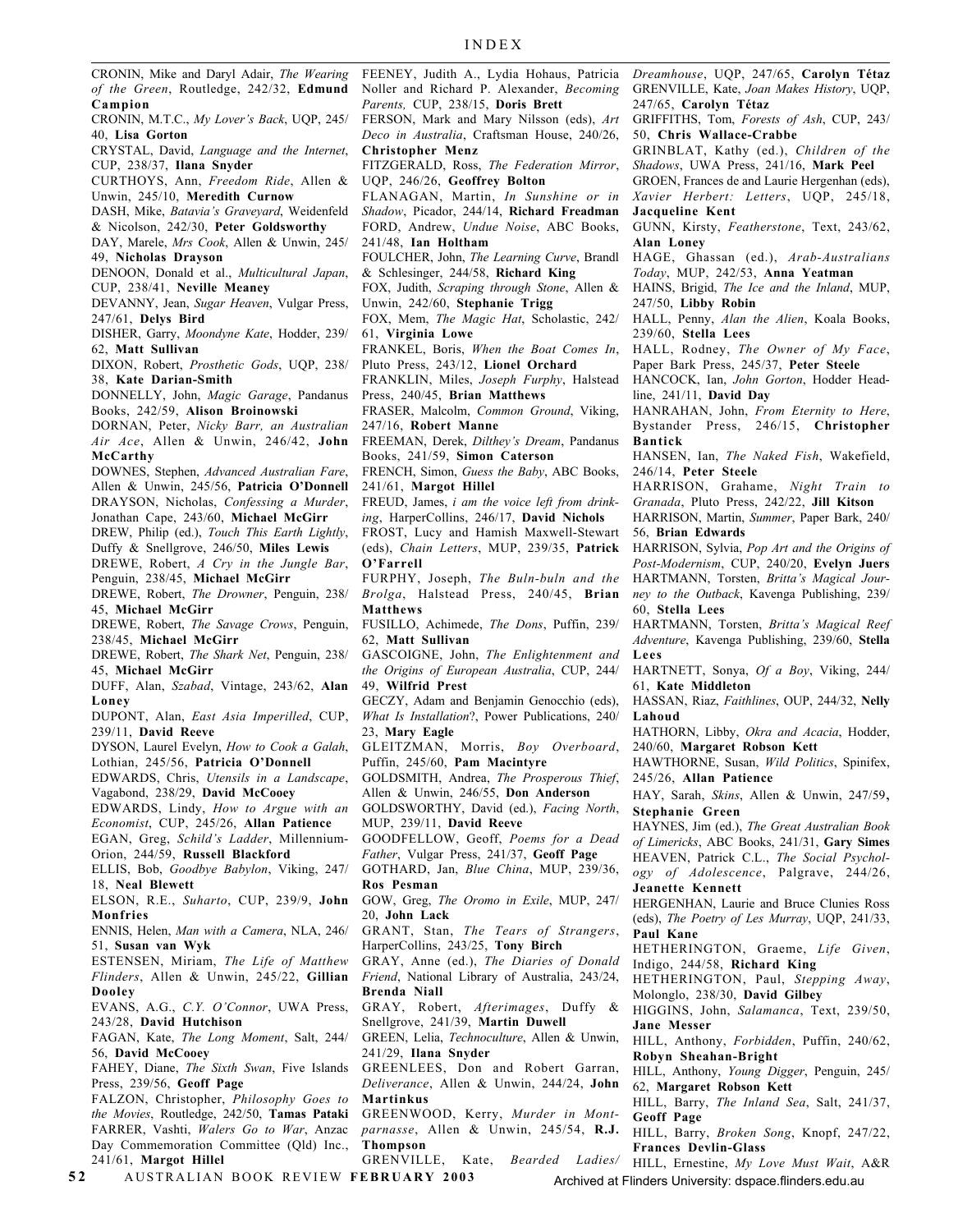CRONIN, Mike and Daryl Adair, *The Wearing of the Green*, Routledge, 242/32, **Edmund Campion**

CRONIN, M.T.C., *My Lover's Back*, UQP, 245/40, **Lisa Gorton**

CRYSTAL, David, *Language and the Internet*, CUP, 238/37, **Ilana Snyder**

CURTHOYS, Ann, *Freedom Ride*, Allen & Unwin, 245/10, **Meredith Curnow**

DASH, Mike, *Batavia's Graveyard*, Weidenfeld & Nicolson, 242/30, **Peter Goldsworthy**

DAY, Marele, *Mrs Cook*, Allen & Unwin, 245/49, **Nicholas Drayson**

DENOON, Donald et al., *Multicultural Japan*, CUP, 238/41, **Neville Meaney**

DEVANNY, Jean, *Sugar Heaven*, Vulgar Press, 247/61, **Delys Bird**

DISHER, Garry, *Moondyne Kate*, Hodder, 239/62, **Matt Sullivan**

DIXON, Robert, *Prosthetic Gods*, UQP, 238/38, **Kate Darian-Smith**

DONNELLY, John, *Magic Garage*, Pandanus Books, 242/59, **Alison Broinowski**

DORNAN, Peter, *Nicky Barr, an Australian Air Ace*, Allen & Unwin, 246/42, **John McCarthy**

DOWNES, Stephen, *Advanced Australian Fare*, Allen & Unwin, 245/56, **Patricia O'Donnell**

DRAYSON, Nicholas, *Confessing a Murder*, Jonathan Cape, 243/60, **Michael McGirr**

DREW, Philip (ed.), *Touch This Earth Lightly*, Duffy & Snellgrove, 246/50, **Miles Lewis**

DREWE, Robert, *A Cry in the Jungle Bar*, Penguin, 238/45, **Michael McGirr**

DREWE, Robert, *The Drowner*, Penguin, 238/45, **Michael McGirr**

DREWE, Robert, *The Savage Crows*, Penguin, 238/45, **Michael McGirr**

DREWE, Robert, *The Shark Net*, Penguin, 238/45, **Michael McGirr**

DUFF, Alan, *Szabad*, Vintage, 243/62, **Alan Loney**

DUPONT, Alan, *East Asia Imperilled*, CUP, 239/11, **David Reeve**

DYSON, Laurel Evelyn, *How to Cook a Galah*, Lothian, 245/56, **Patricia O'Donnell**

EDWARDS, Chris, *Utensils in a Landscape*, Vagabond, 238/29, **David McCooey**

EDWARDS, Lindy, *How to Argue with an Economist*, CUP, 245/26, **Allan Patience**

EGAN, Greg, *Schild's Ladder*, Millennium-Orion, 244/59, **Russell Blackford**

ELLIS, Bob, *Goodbye Babylon*, Viking, 247/18, **Neal Blewett**

ELSON, R.E., *Suharto*, CUP, 239/9, **John Monfries**

ENNIS, Helen, *Man with a Camera*, NLA, 246/51, **Susan van Wyk**

ESTENSEN, Miriam, *The Life of Matthew Flinders*, Allen & Unwin, 245/22, **Gillian Dooley**

EVANS, A.G., *C.Y. O'Connor*, UWA Press, 243/28, **David Hutchison**

FAGAN, Kate, *The Long Moment*, Salt, 244/56, **David McCooey**

FAHEY, Diane, *The Sixth Swan*, Five Islands Press, 239/56, **Geoff Page**

FALZON, Christopher, *Philosophy Goes to the Movies*, Routledge, 242/50, **Tamas Pataki**

FARRER, Vashti, *Walers Go to War*, Anzac Day Commemoration Committee (Qld) Inc., 241/61, **Margot Hillel**

FEENEY, Judith A., Lydia Hohaus, Patricia Noller and Richard P. Alexander, *Becoming Parents,* CUP, 238/15, **Doris Brett**

FERSON, Mark and Mary Nilsson (eds), *Art Deco in Australia*, Craftsman House, 240/26, **Christopher Menz**

FITZGERALD, Ross, *The Federation Mirror*, UQP, 246/26, **Geoffrey Bolton**

FLANAGAN, Martin, *In Sunshine or in Shadow*, Picador, 244/14, **Richard Freadman**

FORD, Andrew, *Undue Noise*, ABC Books, 241/48, **Ian Holtham**

FOULCHER, John, *The Learning Curve*, Brandl & Schlesinger, 244/58, **Richard King**

FOX, Judith, *Scraping through Stone*, Allen & Unwin, 242/60, **Stephanie Trigg**

FOX, Mem, *The Magic Hat*, Scholastic, 242/61, **Virginia Lowe**

FRANKEL, Boris, *When the Boat Comes In*, Pluto Press, 243/12, **Lionel Orchard**

FRANKLIN, Miles, *Joseph Furphy*, Halstead Press, 240/45, **Brian Matthews**

FRASER, Malcolm, *Common Ground*, Viking, 247/16, **Robert Manne**

FREEMAN, Derek, *Dilthey's Dream*, Pandanus Books, 241/59, **Simon Caterson**

FRENCH, Simon, *Guess the Baby*, ABC Books, 241/61, **Margot Hillel**

FREUD, James, *i am the voice left from drinking*, HarperCollins, 246/17, **David Nichols**

FROST, Lucy and Hamish Maxwell-Stewart (eds), *Chain Letters*, MUP, 239/35, **Patrick O'Farrell**

FURPHY, Joseph, *The Buln-buln and the Brolga*, Halstead Press, 240/45, **Brian Matthews**

FUSILLO, Achimede, *The Dons*, Puffin, 239/62, **Matt Sullivan**

GASCOIGNE, John, *The Enlightenment and the Origins of European Australia*, CUP, 244/49, **Wilfrid Prest**

GECZY, Adam and Benjamin Genocchio (eds), *What Is Installation*?, Power Publications, 240/23, **Mary Eagle**

GLEITZMAN, Morris, *Boy Overboard*, Puffin, 245/60, **Pam Macintyre**

GOLDSMITH, Andrea, *The Prosperous Thief*, Allen & Unwin, 246/55, **Don Anderson**

GOLDSWORTHY, David (ed.), *Facing North*, MUP, 239/11, **David Reeve**

GOODFELLOW, Geoff, *Poems for a Dead Father*, Vulgar Press, 241/37, **Geoff Page**

GOTHARD, Jan, *Blue China*, MUP, 239/36, **Ros Pesman**

GOW, Greg, *The Oromo in Exile*, MUP, 247/20, **John Lack**

GRANT, Stan, *The Tears of Strangers*, HarperCollins, 243/25, **Tony Birch**

GRAY, Anne (ed.), *The Diaries of Donald Friend*, National Library of Australia, 243/24, **Brenda Niall**

GRAY, Robert, *Afterimages*, Duffy & Snellgrove, 241/39, **Martin Duwell**

GREEN, Lelia, *Technoculture*, Allen & Unwin, 241/29, **Ilana Snyder**

GREENLEES, Don and Robert Garran, *Deliverance*, Allen & Unwin, 244/24, **John Martinkus**

GREENWOOD, Kerry, *Murder in Montparnasse*, Allen & Unwin, 245/54, **R.J. Thompson**

GRENVILLE, Kate, *Bearded Ladies/Dreamhouse*, UQP, 247/65, **Carolyn Tétaz**

GRENVILLE, Kate, *Joan Makes History*, UQP, 247/65, **Carolyn Tétaz**

GRIFFITHS, Tom, *Forests of Ash*, CUP, 243/50, **Chris Wallace-Crabbe**

GRINBLAT, Kathy (ed.), *Children of the Shadows*, UWA Press, 241/16, **Mark Peel**

GROEN, Frances de and Laurie Hergenhan (eds), *Xavier Herbert: Letters*, UQP, 245/18, **Jacqueline Kent**

GUNN, Kirsty, *Featherstone*, Text, 243/62, **Alan Loney**

HAGE, Ghassan (ed.), *Arab-Australians Today*, MUP, 242/53, **Anna Yeatman**

HAINS, Brigid, *The Ice and the Inland*, MUP, 247/50, **Libby Robin**

HALL, Penny, *Alan the Alien*, Koala Books, 239/60, **Stella Lees**

HALL, Rodney, *The Owner of My Face*, Paper Bark Press, 245/37, **Peter Steele**

HANCOCK, Ian, *John Gorton*, Hodder Headline, 241/11, **David Day**

HANRAHAN, John, *From Eternity to Here*, Bystander Press, 246/15, **Christopher Bantick**

HANSEN, Ian, *The Naked Fish*, Wakefield, 246/14, **Peter Steele**

HARRISON, Grahame, *Night Train to Granada*, Pluto Press, 242/22, **Jill Kitson**

HARRISON, Martin, *Summer*, Paper Bark, 240/56, **Brian Edwards**

HARRISON, Sylvia, *Pop Art and the Origins of Post-Modernism*, CUP, 240/20, **Evelyn Juers**

HARTMANN, Torsten, *Britta's Magical Journey to the Outback*, Kavenga Publishing, 239/60, **Stella Lees**

HARTMANN, Torsten, *Britta's Magical Reef Adventure*, Kavenga Publishing, 239/60, **Stella Lees**

HARTNETT, Sonya, *Of a Boy*, Viking, 244/61, **Kate Middleton**

HASSAN, Riaz, *Faithlines*, OUP, 244/32, **Nelly Lahoud**

HATHORN, Libby, *Okra and Acacia*, Hodder, 240/60, **Margaret Robson Kett**

HAWTHORNE, Susan, *Wild Politics*, Spinifex, 245/26, **Allan Patience**

HAY, Sarah, *Skins*, Allen & Unwin, 247/59, **Stephanie Green**

HAYNES, Jim (ed.), *The Great Australian Book of Limericks*, ABC Books, 241/31, **Gary Simes**

HEAVEN, Patrick C.L., *The Social Psychology of Adolescence*, Palgrave, 244/26, **Jeanette Kennett**

HERGENHAN, Laurie and Bruce Clunies Ross (eds), *The Poetry of Les Murray*, UQP, 241/33, **Paul Kane**

HETHERINGTON, Graeme, *Life Given*, Indigo, 244/58, **Richard King**

HETHERINGTON, Paul, *Stepping Away*, Molonglo, 238/30, **David Gilbey**

HIGGINS, John, *Salamanca*, Text, 239/50, **Jane Messer**

HILL, Anthony, *Forbidden*, Puffin, 240/62, **Robyn Sheahan-Bright**

HILL, Anthony, *Young Digger*, Penguin, 245/62, **Margaret Robson Kett**

HILL, Barry, *The Inland Sea*, Salt, 241/37, **Geoff Page**

HILL, Barry, *Broken Song*, Knopf, 247/22, **Frances Devlin-Glass**

HILL, Ernestine, *My Love Must Wait*, A&R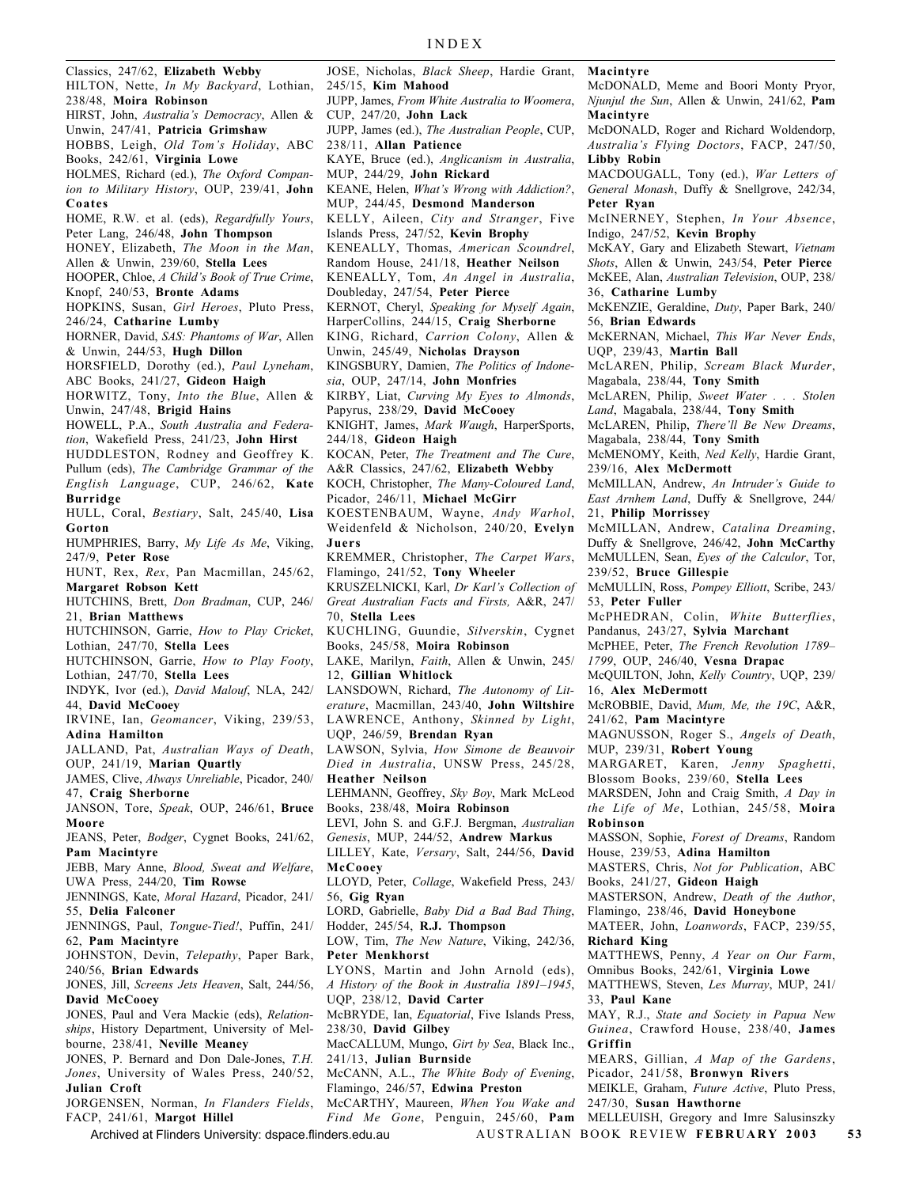Classics, 247/62, **Elizabeth Webby**
HILTON, Nette, *In My Backyard*, Lothian, 238/48, **Moira Robinson**
HIRST, John, *Australia's Democracy*, Allen & Unwin, 247/41, **Patricia Grimshaw**
HOBBS, Leigh, *Old Tom's Holiday*, ABC Books, 242/61, **Virginia Lowe**
HOLMES, Richard (ed.), *The Oxford Companion to Military History*, OUP, 239/41, **John Coates**
HOME, R.W. et al. (eds), *Regardfully Yours*, Peter Lang, 246/48, **John Thompson**
HONEY, Elizabeth, *The Moon in the Man*, Allen & Unwin, 239/60, **Stella Lees**
HOOPER, Chloe, *A Child's Book of True Crime*, Knopf, 240/53, **Bronte Adams**
HOPKINS, Susan, *Girl Heroes*, Pluto Press, 246/24, **Catharine Lumby**
HORNER, David, *SAS: Phantoms of War*, Allen & Unwin, 244/53, **Hugh Dillon**
HORSFIELD, Dorothy (ed.), *Paul Lyneham*, ABC Books, 241/27, **Gideon Haigh**
HORWITZ, Tony, *Into the Blue*, Allen & Unwin, 247/48, **Brigid Hains**
HOWELL, P.A., *South Australia and Federation*, Wakefield Press, 241/23, **John Hirst**
HUDDLESTON, Rodney and Geoffrey K. Pullum (eds), *The Cambridge Grammar of the English Language*, CUP, 246/62, **Kate Burridge**
HULL, Coral, *Bestiary*, Salt, 245/40, **Lisa Gorton**
HUMPHRIES, Barry, *My Life As Me*, Viking, 247/9, **Peter Rose**
HUNT, Rex, *Rex*, Pan Macmillan, 245/62, **Margaret Robson Kett**
HUTCHINS, Brett, *Don Bradman*, CUP, 246/21, **Brian Matthews**
HUTCHINSON, Garrie, *How to Play Cricket*, Lothian, 247/70, **Stella Lees**
HUTCHINSON, Garrie, *How to Play Footy*, Lothian, 247/70, **Stella Lees**
INDYK, Ivor (ed.), *David Malouf*, NLA, 242/44, **David McCooey**
IRVINE, Ian, *Geomancer*, Viking, 239/53, **Adina Hamilton**
JALLAND, Pat, *Australian Ways of Death*, OUP, 241/19, **Marian Quartly**
JAMES, Clive, *Always Unreliable*, Picador, 240/47, **Craig Sherborne**
JANSON, Tore, *Speak*, OUP, 246/61, **Bruce Moore**
JEANS, Peter, *Bodger*, Cygnet Books, 241/62, **Pam Macintyre**
JEBB, Mary Anne, *Blood, Sweat and Welfare*, UWA Press, 244/20, **Tim Rowse**
JENNINGS, Kate, *Moral Hazard*, Picador, 241/55, **Delia Falconer**
JENNINGS, Paul, *Tongue-Tied!*, Puffin, 241/62, **Pam Macintyre**
JOHNSTON, Devin, *Telepathy*, Paper Bark, 240/56, **Brian Edwards**
JONES, Jill, *Screens Jets Heaven*, Salt, 244/56, **David McCooey**
JONES, Paul and Vera Mackie (eds), *Relationships*, History Department, University of Melbourne, 238/41, **Neville Meaney**
JONES, P. Bernard and Don Dale-Jones, *T.H. Jones*, University of Wales Press, 240/52, **Julian Croft**
JORGENSEN, Norman, *In Flanders Fields*, FACP, 241/61, **Margot Hillel**
JOSE, Nicholas, *Black Sheep*, Hardie Grant, 245/15, **Kim Mahood**
JUPP, James, *From White Australia to Woomera*, CUP, 247/20, **John Lack**
JUPP, James (ed.), *The Australian People*, CUP, 238/11, **Allan Patience**
KAYE, Bruce (ed.), *Anglicanism in Australia*, MUP, 244/29, **John Rickard**
KEANE, Helen, *What's Wrong with Addiction?*, MUP, 244/45, **Desmond Manderson**
KELLY, Aileen, *City and Stranger*, Five Islands Press, 247/52, **Kevin Brophy**
KENEALLY, Thomas, *American Scoundrel*, Random House, 241/18, **Heather Neilson**
KENEALLY, Tom, *An Angel in Australia*, Doubleday, 247/54, **Peter Pierce**
KERNOT, Cheryl, *Speaking for Myself Again*, HarperCollins, 244/15, **Craig Sherborne**
KING, Richard, *Carrion Colony*, Allen & Unwin, 245/49, **Nicholas Drayson**
KINGSBURY, Damien, *The Politics of Indonesia*, OUP, 247/14, **John Monfries**
KIRBY, Liat, *Curving My Eyes to Almonds*, Papyrus, 238/29, **David McCooey**
KNIGHT, James, *Mark Waugh*, HarperSports, 244/18, **Gideon Haigh**
KOCAN, Peter, *The Treatment and The Cure*, A&R Classics, 247/62, **Elizabeth Webby**
KOCH, Christopher, *The Many-Coloured Land*, Picador, 246/11, **Michael McGirr**
KOESTENBAUM, Wayne, *Andy Warhol*, Weidenfeld & Nicholson, 240/20, **Evelyn Juers**
KREMMER, Christopher, *The Carpet Wars*, Flamingo, 241/52, **Tony Wheeler**
KRUSZELNICKI, Karl, *Dr Karl's Collection of Great Australian Facts and Firsts,* A&R, 247/70, **Stella Lees**
KUCHLING, Guundie, *Silverskin*, Cygnet Books, 245/58, **Moira Robinson**
LAKE, Marilyn, *Faith*, Allen & Unwin, 245/12, **Gillian Whitlock**
LANSDOWN, Richard, *The Autonomy of Literature*, Macmillan, 243/40, **John Wiltshire**
LAWRENCE, Anthony, *Skinned by Light*, UQP, 246/59, **Brendan Ryan**
LAWSON, Sylvia, *How Simone de Beauvoir Died in Australia*, UNSW Press, 245/28, **Heather Neilson**
LEHMANN, Geoffrey, *Sky Boy*, Mark McLeod Books, 238/48, **Moira Robinson**
LEVI, John S. and G.F.J. Bergman, *Australian Genesis*, MUP, 244/52, **Andrew Markus**
LILLEY, Kate, *Versary*, Salt, 244/56, **David McCooey**
LLOYD, Peter, *Collage*, Wakefield Press, 243/56, **Gig Ryan**
LORD, Gabrielle, *Baby Did a Bad Bad Thing*, Hodder, 245/54, **R.J. Thompson**
LOW, Tim, *The New Nature*, Viking, 242/36, **Peter Menkhorst**
LYONS, Martin and John Arnold (eds), *A History of the Book in Australia 1891–1945*, UQP, 238/12, **David Carter**
McBRYDE, Ian, *Equatorial*, Five Islands Press, 238/30, **David Gilbey**
MacCALLUM, Mungo, *Girt by Sea*, Black Inc., 241/13, **Julian Burnside**
McCANN, A.L., *The White Body of Evening*, Flamingo, 246/57, **Edwina Preston**
McCARTHY, Maureen, *When You Wake and Find Me Gone*, Penguin, 245/60, **Pam Macintyre**
McDONALD, Meme and Boori Monty Pryor, *Njunjul the Sun*, Allen & Unwin, 241/62, **Pam Macintyre**
McDONALD, Roger and Richard Woldendorp, *Australia's Flying Doctors*, FACP, 247/50, **Libby Robin**
MACDOUGALL, Tony (ed.), *War Letters of General Monash*, Duffy & Snellgrove, 242/34, **Peter Ryan**
McINERNEY, Stephen, *In Your Absence*, Indigo, 247/52, **Kevin Brophy**
McKAY, Gary and Elizabeth Stewart, *Vietnam Shots*, Allen & Unwin, 243/54, **Peter Pierce**
McKEE, Alan, *Australian Television*, OUP, 238/36, **Catharine Lumby**
McKENZIE, Geraldine, *Duty*, Paper Bark, 240/56, **Brian Edwards**
McKERNAN, Michael, *This War Never Ends*, UQP, 239/43, **Martin Ball**
McLAREN, Philip, *Scream Black Murder*, Magabala, 238/44, **Tony Smith**
McLAREN, Philip, *Sweet Water . . . Stolen Land*, Magabala, 238/44, **Tony Smith**
McLAREN, Philip, *There'll Be New Dreams*, Magabala, 238/44, **Tony Smith**
McMENOMY, Keith, *Ned Kelly*, Hardie Grant, 239/16, **Alex McDermott**
McMILLAN, Andrew, *An Intruder's Guide to East Arnhem Land*, Duffy & Snellgrove, 244/21, **Philip Morrissey**
McMILLAN, Andrew, *Catalina Dreaming*, Duffy & Snellgrove, 246/42, **John McCarthy**
McMULLEN, Sean, *Eyes of the Calculor*, Tor, 239/52, **Bruce Gillespie**
McMULLIN, Ross, *Pompey Elliott*, Scribe, 243/53, **Peter Fuller**
McPHEDRAN, Colin, *White Butterflies*, Pandanus, 243/27, **Sylvia Marchant**
McPHEE, Peter, *The French Revolution 1789–1799*, OUP, 246/40, **Vesna Drapac**
McQUILTON, John, *Kelly Country*, UQP, 239/16, **Alex McDermott**
McROBBIE, David, *Mum, Me, the 19C*, A&R, 241/62, **Pam Macintyre**
MAGNUSSON, Roger S., *Angels of Death*, MUP, 239/31, **Robert Young**
MARGARET, Karen, *Jenny Spaghetti*, Blossom Books, 239/60, **Stella Lees**
MARSDEN, John and Craig Smith, *A Day in the Life of Me*, Lothian, 245/58, **Moira Robinson**
MASSON, Sophie, *Forest of Dreams*, Random House, 239/53, **Adina Hamilton**
MASTERS, Chris, *Not for Publication*, ABC Books, 241/27, **Gideon Haigh**
MASTERSON, Andrew, *Death of the Author*, Flamingo, 238/46, **David Honeybone**
MATEER, John, *Loanwords*, FACP, 239/55, **Richard King**
MATTHEWS, Penny, *A Year on Our Farm*, Omnibus Books, 242/61, **Virginia Lowe**
MATTHEWS, Steven, *Les Murray*, MUP, 241/33, **Paul Kane**
MAY, R.J., *State and Society in Papua New Guinea*, Crawford House, 238/40, **James Griffin**
MEARS, Gillian, *A Map of the Gardens*, Picador, 241/58, **Bronwyn Rivers**
MEIKLE, Graham, *Future Active*, Pluto Press, 247/30, **Susan Hawthorne**
MELLEUISH, Gregory and Imre Salusinszky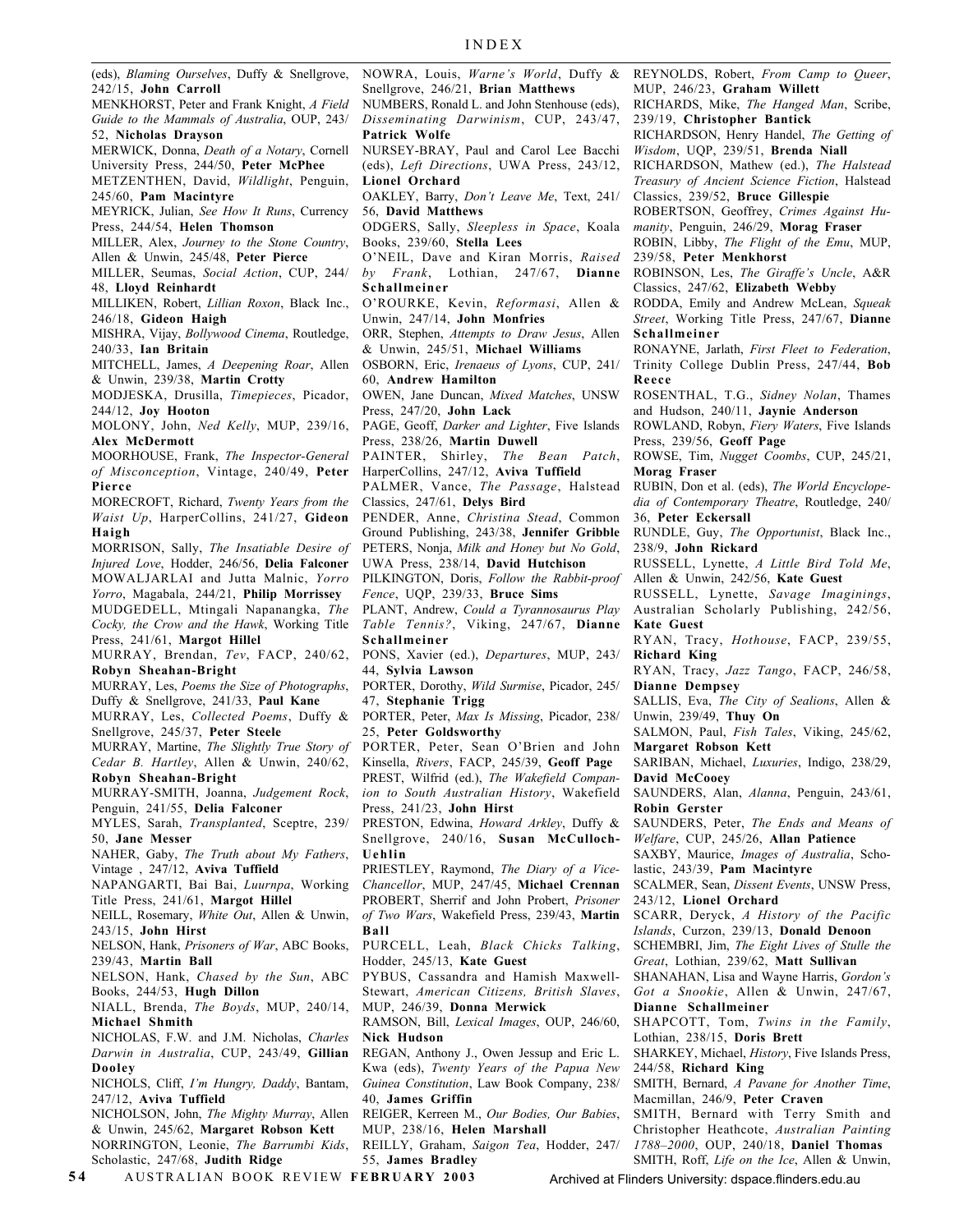(eds), *Blaming Ourselves*, Duffy & Snellgrove, 242/15, **John Carroll**

MENKHORST, Peter and Frank Knight, *A Field Guide to the Mammals of Australia*, OUP, 243/52, **Nicholas Drayson**

MERWICK, Donna, *Death of a Notary*, Cornell University Press, 244/50, **Peter McPhee**

METZENTHEN, David, *Wildlight*, Penguin, 245/60, **Pam Macintyre**

MEYRICK, Julian, *See How It Runs*, Currency Press, 244/54, **Helen Thomson**

MILLER, Alex, *Journey to the Stone Country*, Allen & Unwin, 245/48, **Peter Pierce**

MILLER, Seumas, *Social Action*, CUP, 244/48, **Lloyd Reinhardt**

MILLIKEN, Robert, *Lillian Roxon*, Black Inc., 246/18, **Gideon Haigh**

MISHRA, Vijay, *Bollywood Cinema*, Routledge, 240/33, **Ian Britain**

MITCHELL, James, *A Deepening Roar*, Allen & Unwin, 239/38, **Martin Crotty**

MODJESKA, Drusilla, *Timepieces*, Picador, 244/12, **Joy Hooton**

MOLONY, John, *Ned Kelly*, MUP, 239/16, **Alex McDermott**

MOORHOUSE, Frank, *The Inspector-General of Misconception*, Vintage, 240/49, **Peter Pierce**

MORECROFT, Richard, *Twenty Years from the Waist Up*, HarperCollins, 241/27, **Gideon Haigh**

MORRISON, Sally, *The Insatiable Desire of Injured Love*, Hodder, 246/56, **Delia Falconer**

MOWALJARLAI and Jutta Malnic, *Yorro Yorro*, Magabala, 244/21, **Philip Morrissey**

MUDGEDELL, Mtingali Napanangka, *The Cocky, the Crow and the Hawk*, Working Title Press, 241/61, **Margot Hillel**

MURRAY, Brendan, *Tev*, FACP, 240/62, **Robyn Sheahan-Bright**

MURRAY, Les, *Poems the Size of Photographs*, Duffy & Snellgrove, 241/33, **Paul Kane**

MURRAY, Les, *Collected Poems*, Duffy & Snellgrove, 245/37, **Peter Steele**

MURRAY, Martine, *The Slightly True Story of Cedar B. Hartley*, Allen & Unwin, 240/62, **Robyn Sheahan-Bright**

MURRAY-SMITH, Joanna, *Judgement Rock*, Penguin, 241/55, **Delia Falconer**

MYLES, Sarah, *Transplanted*, Sceptre, 239/50, **Jane Messer**

NAHER, Gaby, *The Truth about My Fathers*, Vintage , 247/12, **Aviva Tuffield**

NAPANGARTI, Bai Bai, *Luurnpa*, Working Title Press, 241/61, **Margot Hillel**

NEILL, Rosemary, *White Out*, Allen & Unwin, 243/15, **John Hirst**

NELSON, Hank, *Prisoners of War*, ABC Books, 239/43, **Martin Ball**

NELSON, Hank, *Chased by the Sun*, ABC Books, 244/53, **Hugh Dillon**

NIALL, Brenda, *The Boyds*, MUP, 240/14, **Michael Shmith**

NICHOLAS, F.W. and J.M. Nicholas, *Charles Darwin in Australia*, CUP, 243/49, **Gillian Dooley**

NICHOLS, Cliff, *I'm Hungry, Daddy*, Bantam, 247/12, **Aviva Tuffield**

NICHOLSON, John, *The Mighty Murray*, Allen & Unwin, 245/62, **Margaret Robson Kett**

NORRINGTON, Leonie, *The Barrumbi Kids*, Scholastic, 247/68, **Judith Ridge**

NOWRA, Louis, *Warne's World*, Duffy & Snellgrove, 246/21, **Brian Matthews**

NUMBERS, Ronald L. and John Stenhouse (eds), *Disseminating Darwinism*, CUP, 243/47, **Patrick Wolfe**

NURSEY-BRAY, Paul and Carol Lee Bacchi (eds), *Left Directions*, UWA Press, 243/12, **Lionel Orchard**

OAKLEY, Barry, *Don't Leave Me*, Text, 241/56, **David Matthews**

ODGERS, Sally, *Sleepless in Space*, Koala Books, 239/60, **Stella Lees**

O'NEIL, Dave and Kiran Morris, *Raised by Frank*, Lothian, 247/67, **Dianne Schallmeiner**

O'ROURKE, Kevin, *Reformasi*, Allen & Unwin, 247/14, **John Monfries**

ORR, Stephen, *Attempts to Draw Jesus*, Allen & Unwin, 245/51, **Michael Williams**

OSBORN, Eric, *Irenaeus of Lyons*, CUP, 241/60, **Andrew Hamilton**

OWEN, Jane Duncan, *Mixed Matches*, UNSW Press, 247/20, **John Lack**

PAGE, Geoff, *Darker and Lighter*, Five Islands Press, 238/26, **Martin Duwell**

PAINTER, Shirley, *The Bean Patch*, HarperCollins, 247/12, **Aviva Tuffield**

PALMER, Vance, *The Passage*, Halstead Classics, 247/61, **Delys Bird**

PENDER, Anne, *Christina Stead*, Common Ground Publishing, 243/38, **Jennifer Gribble**

PETERS, Nonja, *Milk and Honey but No Gold*, UWA Press, 238/14, **David Hutchison**

PILKINGTON, Doris, *Follow the Rabbit-proof Fence*, UQP, 239/33, **Bruce Sims**

PLANT, Andrew, *Could a Tyrannosaurus Play Table Tennis?*, Viking, 247/67, **Dianne Schallmeiner**

PONS, Xavier (ed.), *Departures*, MUP, 243/44, **Sylvia Lawson**

PORTER, Dorothy, *Wild Surmise*, Picador, 245/47, **Stephanie Trigg**

PORTER, Peter, *Max Is Missing*, Picador, 238/25, **Peter Goldsworthy**

PORTER, Peter, Sean O'Brien and John Kinsella, *Rivers*, FACP, 245/39, **Geoff Page**

PREST, Wilfrid (ed.), *The Wakefield Companion to South Australian History*, Wakefield Press, 241/23, **John Hirst**

PRESTON, Edwina, *Howard Arkley*, Duffy & Snellgrove, 240/16, **Susan McCulloch-Uehlin**

PRIESTLEY, Raymond, *The Diary of a Vice-Chancellor*, MUP, 247/45, **Michael Crennan**

PROBERT, Sherrif and John Probert, *Prisoner of Two Wars*, Wakefield Press, 239/43, **Martin Ball**

PURCELL, Leah, *Black Chicks Talking*, Hodder, 245/13, **Kate Guest**

PYBUS, Cassandra and Hamish Maxwell-Stewart, *American Citizens, British Slaves*, MUP, 246/39, **Donna Merwick**

RAMSON, Bill, *Lexical Images*, OUP, 246/60, **Nick Hudson**

REGAN, Anthony J., Owen Jessup and Eric L. Kwa (eds), *Twenty Years of the Papua New Guinea Constitution*, Law Book Company, 238/40, **James Griffin**

REIGER, Kerreen M., *Our Bodies, Our Babies*, MUP, 238/16, **Helen Marshall**

REILLY, Graham, *Saigon Tea*, Hodder, 247/55, **James Bradley**

REYNOLDS, Robert, *From Camp to Queer*, MUP, 246/23, **Graham Willett**

RICHARDS, Mike, *The Hanged Man*, Scribe, 239/19, **Christopher Bantick**

RICHARDSON, Henry Handel, *The Getting of Wisdom*, UQP, 239/51, **Brenda Niall**

RICHARDSON, Mathew (ed.), *The Halstead Treasury of Ancient Science Fiction*, Halstead Classics, 239/52, **Bruce Gillespie**

ROBERTSON, Geoffrey, *Crimes Against Humanity*, Penguin, 246/29, **Morag Fraser**

ROBIN, Libby, *The Flight of the Emu*, MUP, 239/58, **Peter Menkhorst**

ROBINSON, Les, *The Giraffe's Uncle*, A&R Classics, 247/62, **Elizabeth Webby**

RODDA, Emily and Andrew McLean, *Squeak Street*, Working Title Press, 247/67, **Dianne Schallmeiner**

RONAYNE, Jarlath, *First Fleet to Federation*, Trinity College Dublin Press, 247/44, **Bob Reece**

ROSENTHAL, T.G., *Sidney Nolan*, Thames and Hudson, 240/11, **Jaynie Anderson**

ROWLAND, Robyn, *Fiery Waters*, Five Islands Press, 239/56, **Geoff Page**

ROWSE, Tim, *Nugget Coombs*, CUP, 245/21, **Morag Fraser**

RUBIN, Don et al. (eds), *The World Encyclopedia of Contemporary Theatre*, Routledge, 240/36, **Peter Eckersall**

RUNDLE, Guy, *The Opportunist*, Black Inc., 238/9, **John Rickard**

RUSSELL, Lynette, *A Little Bird Told Me*, Allen & Unwin, 242/56, **Kate Guest**

RUSSELL, Lynette, *Savage Imaginings*, Australian Scholarly Publishing, 242/56, **Kate Guest**

RYAN, Tracy, *Hothouse*, FACP, 239/55, **Richard King**

RYAN, Tracy, *Jazz Tango*, FACP, 246/58, **Dianne Dempsey**

SALLIS, Eva, *The City of Sealions*, Allen & Unwin, 239/49, **Thuy On**

SALMON, Paul, *Fish Tales*, Viking, 245/62, **Margaret Robson Kett**

SARIBAN, Michael, *Luxuries*, Indigo, 238/29, **David McCooey**

SAUNDERS, Alan, *Alanna*, Penguin, 243/61, **Robin Gerster**

SAUNDERS, Peter, *The Ends and Means of Welfare*, CUP, 245/26, **Allan Patience**

SAXBY, Maurice, *Images of Australia*, Scholastic, 243/39, **Pam Macintyre**

SCALMER, Sean, *Dissent Events*, UNSW Press, 243/12, **Lionel Orchard**

SCARR, Deryck, *A History of the Pacific Islands*, Curzon, 239/13, **Donald Denoon**

SCHEMBRI, Jim, *The Eight Lives of Stulle the Great*, Lothian, 239/62, **Matt Sullivan**

SHANAHAN, Lisa and Wayne Harris, *Gordon's Got a Snookie*, Allen & Unwin, 247/67, **Dianne Schallmeiner**

SHAPCOTT, Tom, *Twins in the Family*, Lothian, 238/15, **Doris Brett**

SHARKEY, Michael, *History*, Five Islands Press, 244/58, **Richard King**

SMITH, Bernard, *A Pavane for Another Time*, Macmillan, 246/9, **Peter Craven**

SMITH, Bernard with Terry Smith and Christopher Heathcote, *Australian Painting 1788–2000*, OUP, 240/18, **Daniel Thomas**

SMITH, Roff, *Life on the Ice*, Allen & Unwin,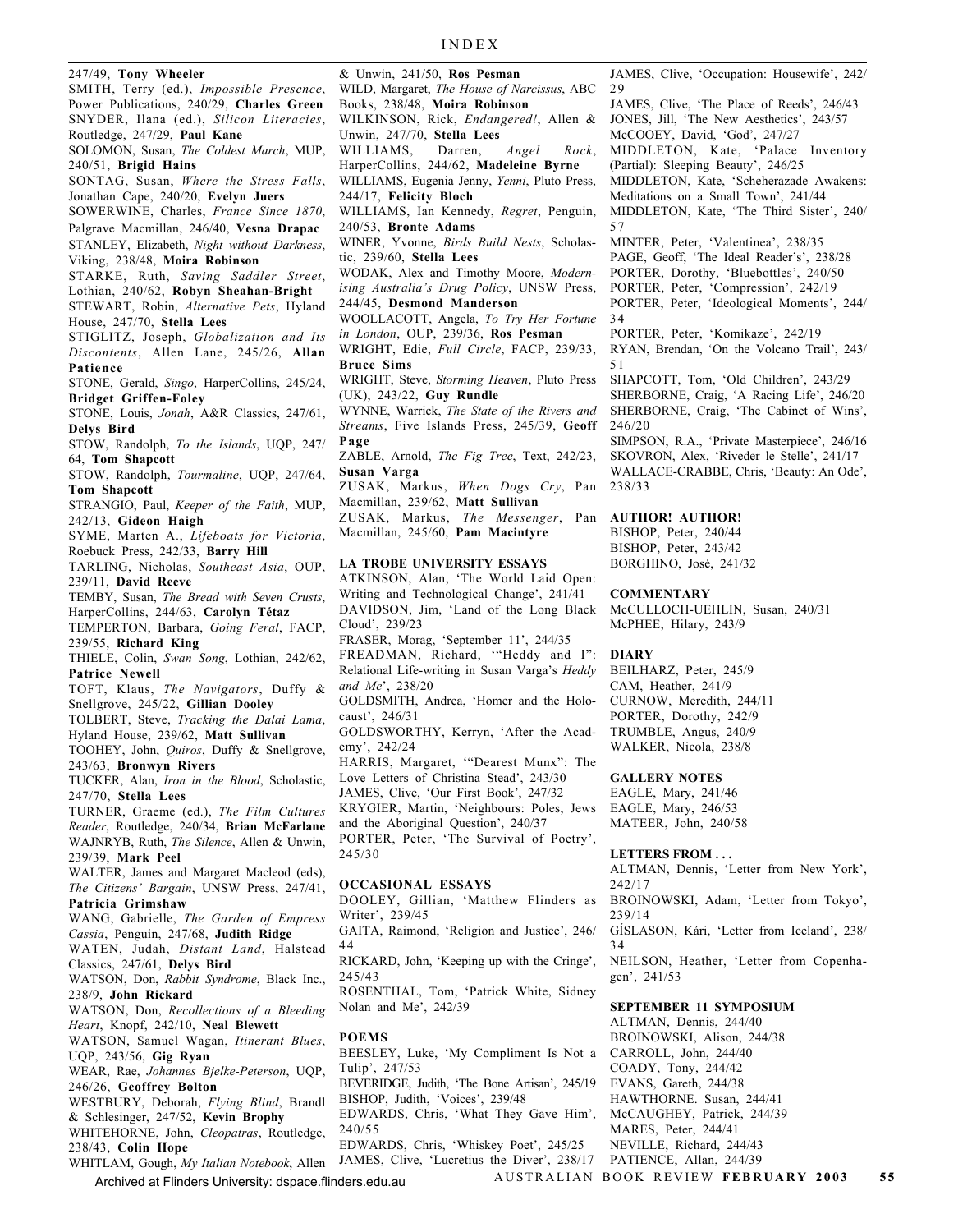247/49, **Tony Wheeler**

SMITH, Terry (ed.), *Impossible Presence*, Power Publications, 240/29, **Charles Green**

SNYDER, Ilana (ed.), *Silicon Literacies*, Routledge, 247/29, **Paul Kane**

SOLOMON, Susan, *The Coldest March*, MUP, 240/51, **Brigid Hains**

SONTAG, Susan, *Where the Stress Falls*, Jonathan Cape, 240/20, **Evelyn Juers**

SOWERWINE, Charles, *France Since 1870*, Palgrave Macmillan, 246/40, **Vesna Drapac**

STANLEY, Elizabeth, *Night without Darkness*, Viking, 238/48, **Moira Robinson**

STARKE, Ruth, *Saving Saddler Street*, Lothian, 240/62, **Robyn Sheahan-Bright**

STEWART, Robin, *Alternative Pets*, Hyland House, 247/70, **Stella Lees**

STIGLITZ, Joseph, *Globalization and Its Discontents*, Allen Lane, 245/26, **Allan Patience**

STONE, Gerald, *Singo*, HarperCollins, 245/24, **Bridget Griffen-Foley**

STONE, Louis, *Jonah*, A&R Classics, 247/61, **Delys Bird**

STOW, Randolph, *To the Islands*, UQP, 247/64, **Tom Shapcott**

STOW, Randolph, *Tourmaline*, UQP, 247/64, **Tom Shapcott**

STRANGIO, Paul, *Keeper of the Faith*, MUP, 242/13, **Gideon Haigh**

SYME, Marten A., *Lifeboats for Victoria*, Roebuck Press, 242/33, **Barry Hill**

TARLING, Nicholas, *Southeast Asia*, OUP, 239/11, **David Reeve**

TEMBY, Susan, *The Bread with Seven Crusts*, HarperCollins, 244/63, **Carolyn Tétaz**

TEMPERTON, Barbara, *Going Feral*, FACP, 239/55, **Richard King**

THIELE, Colin, *Swan Song*, Lothian, 242/62, **Patrice Newell**

TOFT, Klaus, *The Navigators*, Duffy & Snellgrove, 245/22, **Gillian Dooley**

TOLBERT, Steve, *Tracking the Dalai Lama*, Hyland House, 239/62, **Matt Sullivan**

TOOHEY, John, *Quiros*, Duffy & Snellgrove, 243/63, **Bronwyn Rivers**

TUCKER, Alan, *Iron in the Blood*, Scholastic, 247/70, **Stella Lees**

TURNER, Graeme (ed.), *The Film Cultures Reader*, Routledge, 240/34, **Brian McFarlane**

WAJNRYB, Ruth, *The Silence*, Allen & Unwin, 239/39, **Mark Peel**

WALTER, James and Margaret Macleod (eds), *The Citizens' Bargain*, UNSW Press, 247/41, **Patricia Grimshaw**

WANG, Gabrielle, *The Garden of Empress Cassia*, Penguin, 247/68, **Judith Ridge**

WATEN, Judah, *Distant Land*, Halstead Classics, 247/61, **Delys Bird**

WATSON, Don, *Rabbit Syndrome*, Black Inc., 238/9, **John Rickard**

WATSON, Don, *Recollections of a Bleeding Heart*, Knopf, 242/10, **Neal Blewett**

WATSON, Samuel Wagan, *Itinerant Blues*, UQP, 243/56, **Gig Ryan**

WEAR, Rae, *Johannes Bjelke-Peterson*, UQP, 246/26, **Geoffrey Bolton**

WESTBURY, Deborah, *Flying Blind*, Brandl & Schlesinger, 247/52, **Kevin Brophy**

WHITEHORNE, John, *Cleopatras*, Routledge, 238/43, **Colin Hope**

WHITLAM, Gough, *My Italian Notebook*, Allen & Unwin, 241/50, **Ros Pesman**

WILD, Margaret, *The House of Narcissus*, ABC Books, 238/48, **Moira Robinson**

WILKINSON, Rick, *Endangered!*, Allen & Unwin, 247/70, **Stella Lees**

WILLIAMS, Darren, *Angel Rock*, HarperCollins, 244/62, **Madeleine Byrne**

WILLIAMS, Eugenia Jenny, *Yenni*, Pluto Press, 244/17, **Felicity Bloch**

WILLIAMS, Ian Kennedy, *Regret*, Penguin, 240/53, **Bronte Adams**

WINER, Yvonne, *Birds Build Nests*, Scholastic, 239/60, **Stella Lees**

WODAK, Alex and Timothy Moore, *Modernising Australia's Drug Policy*, UNSW Press, 244/45, **Desmond Manderson**

WOOLLACOTT, Angela, *To Try Her Fortune in London*, OUP, 239/36, **Ros Pesman**

WRIGHT, Edie, *Full Circle*, FACP, 239/33, **Bruce Sims**

WRIGHT, Steve, *Storming Heaven*, Pluto Press (UK), 243/22, **Guy Rundle**

WYNNE, Warrick, *The State of the Rivers and Streams*, Five Islands Press, 245/39, **Geoff Page**

ZABLE, Arnold, *The Fig Tree*, Text, 242/23, **Susan Varga**

ZUSAK, Markus, *When Dogs Cry*, Pan Macmillan, 239/62, **Matt Sullivan**

ZUSAK, Markus, *The Messenger*, Pan Macmillan, 245/60, **Pam Macintyre**

**LA TROBE UNIVERSITY ESSAYS**

ATKINSON, Alan, 'The World Laid Open: Writing and Technological Change', 241/41

DAVIDSON, Jim, 'Land of the Long Black Cloud', 239/23

FRASER, Morag, 'September 11', 244/35

FREADMAN, Richard, '"Heddy and I": Relational Life-writing in Susan Varga's *Heddy and Me*', 238/20

GOLDSMITH, Andrea, 'Homer and the Holocaust', 246/31

GOLDSWORTHY, Kerryn, 'After the Academy', 242/24

HARRIS, Margaret, '"Dearest Munx": The Love Letters of Christina Stead', 243/30

JAMES, Clive, 'Our First Book', 247/32

KRYGIER, Martin, 'Neighbours: Poles, Jews and the Aboriginal Question', 240/37

PORTER, Peter, 'The Survival of Poetry', 245/30

**OCCASIONAL ESSAYS**

DOOLEY, Gillian, 'Matthew Flinders as Writer', 239/45

GAITA, Raimond, 'Religion and Justice', 246/44

RICKARD, John, 'Keeping up with the Cringe', 245/43

ROSENTHAL, Tom, 'Patrick White, Sidney Nolan and Me', 242/39

**POEMS**

BEESLEY, Luke, 'My Compliment Is Not a Tulip', 247/53

BEVERIDGE, Judith, 'The Bone Artisan', 245/19

BISHOP, Judith, 'Voices', 239/48

EDWARDS, Chris, 'What They Gave Him', 240/55

EDWARDS, Chris, 'Whiskey Poet', 245/25

JAMES, Clive, 'Lucretius the Diver', 238/17

JAMES, Clive, 'Occupation: Housewife', 242/29

JAMES, Clive, 'The Place of Reeds', 246/43

JONES, Jill, 'The New Aesthetics', 243/57

McCOOEY, David, 'God', 247/27

MIDDLETON, Kate, 'Palace Inventory (Partial): Sleeping Beauty', 246/25

MIDDLETON, Kate, 'Scheherazade Awakens: Meditations on a Small Town', 241/44

MIDDLETON, Kate, 'The Third Sister', 240/57

MINTER, Peter, 'Valentinea', 238/35

PAGE, Geoff, 'The Ideal Reader's', 238/28

PORTER, Dorothy, 'Bluebottles', 240/50

PORTER, Peter, 'Compression', 242/19

PORTER, Peter, 'Ideological Moments', 244/34

PORTER, Peter, 'Komikaze', 242/19

RYAN, Brendan, 'On the Volcano Trail', 243/51

SHAPCOTT, Tom, 'Old Children', 243/29

SHERBORNE, Craig, 'A Racing Life', 246/20

SHERBORNE, Craig, 'The Cabinet of Wins', 246/20

SIMPSON, R.A., 'Private Masterpiece', 246/16

SKOVRON, Alex, 'Riveder le Stelle', 241/17

WALLACE-CRABBE, Chris, 'Beauty: An Ode', 238/33

**AUTHOR! AUTHOR!**

BISHOP, Peter, 240/44

BISHOP, Peter, 243/42

BORGHINO, José, 241/32

**COMMENTARY**

McCULLOCH-UEHLIN, Susan, 240/31

McPHEE, Hilary, 243/9

**DIARY**

BEILHARZ, Peter, 245/9

CAM, Heather, 241/9

CURNOW, Meredith, 244/11

PORTER, Dorothy, 242/9

TRUMBLE, Angus, 240/9

WALKER, Nicola, 238/8

**GALLERY NOTES**

EAGLE, Mary, 241/46

EAGLE, Mary, 246/53

MATEER, John, 240/58

**LETTERS FROM . . .**

ALTMAN, Dennis, 'Letter from New York', 242/17

BROINOWSKI, Adam, 'Letter from Tokyo', 239/14

GÍSLASON, Kári, 'Letter from Iceland', 238/34

NEILSON, Heather, 'Letter from Copenhagen', 241/53

**SEPTEMBER 11 SYMPOSIUM**

ALTMAN, Dennis, 244/40

BROINOWSKI, Alison, 244/38

CARROLL, John, 244/40

COADY, Tony, 244/42

EVANS, Gareth, 244/38

HAWTHORNE. Susan, 244/41

McCAUGHEY, Patrick, 244/39

MARES, Peter, 244/41

NEVILLE, Richard, 244/43

PATIENCE, Allan, 244/39